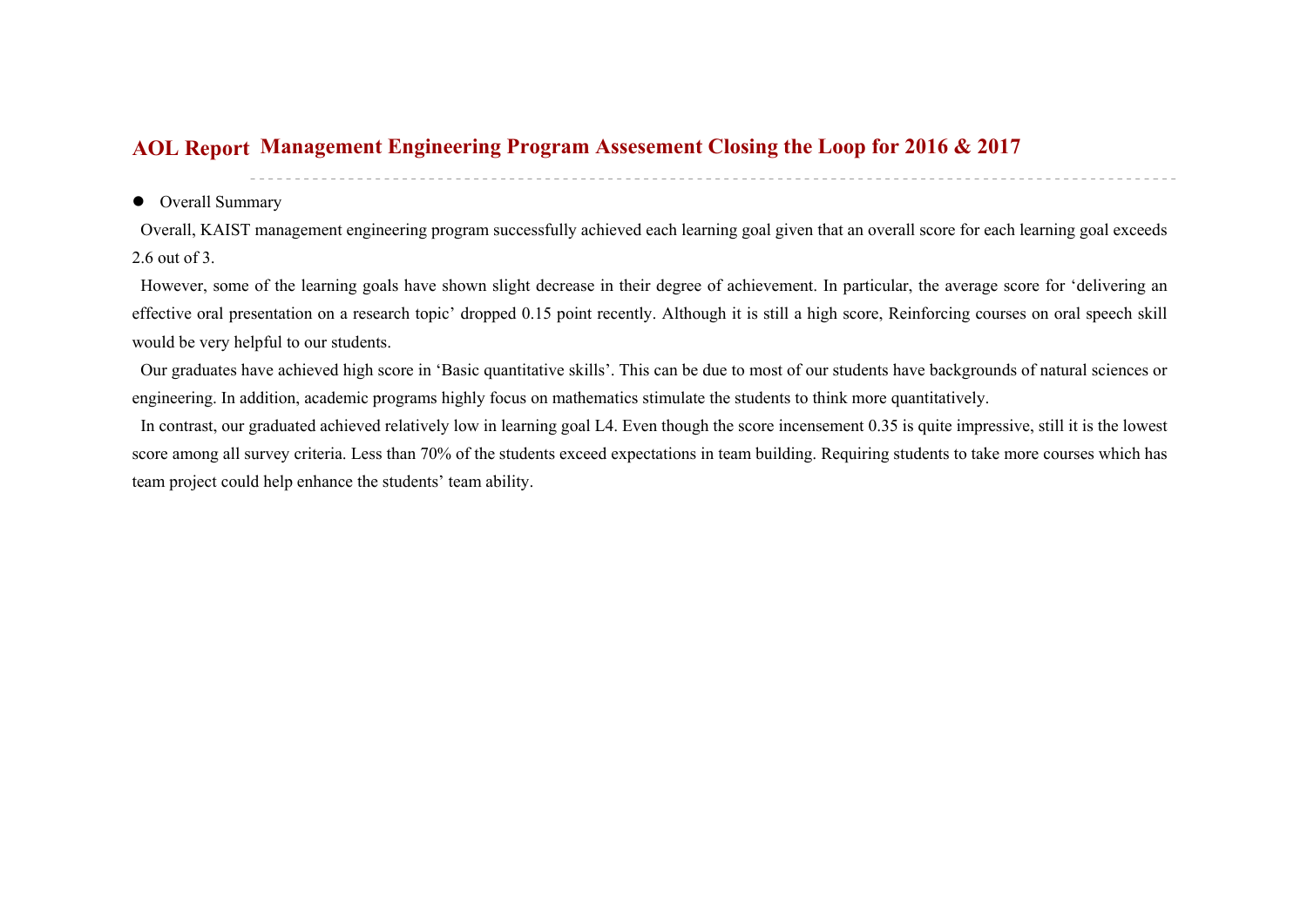# AOL Report Management Engineering Program Assesement Closing the Loop for 2016 & 2017

- Overall Summary

Overall, KAIST management engineering program successfully achieved each learning goal given that an overall score for each learning goal exceeds 2.6 out of 3.

However, some of the learning goals have shown slight decrease in their degree of achievement. In particular, the average score for 'delivering an effective oral presentation on a research topic' dropped 0.15 point recently. Although it is still a high score, Reinforcing courses on oral speech skill would be very helpful to our students.

Our graduates have achieved high score in 'Basic quantitative skills'. This can be due to most of our students have backgrounds of natural sciences or engineering. In addition, academic programs highly focus on mathematics stimulate the students to think more quantitatively.

In contrast, our graduated achieved relatively low in learning goal L4. Even though the score incensement 0.35 is quite impressive, still it is the lowest score among all survey criteria. Less than 70% of the students exceed expectations in team building. Requiring students to take more courses which has team project could help enhance the students' team ability.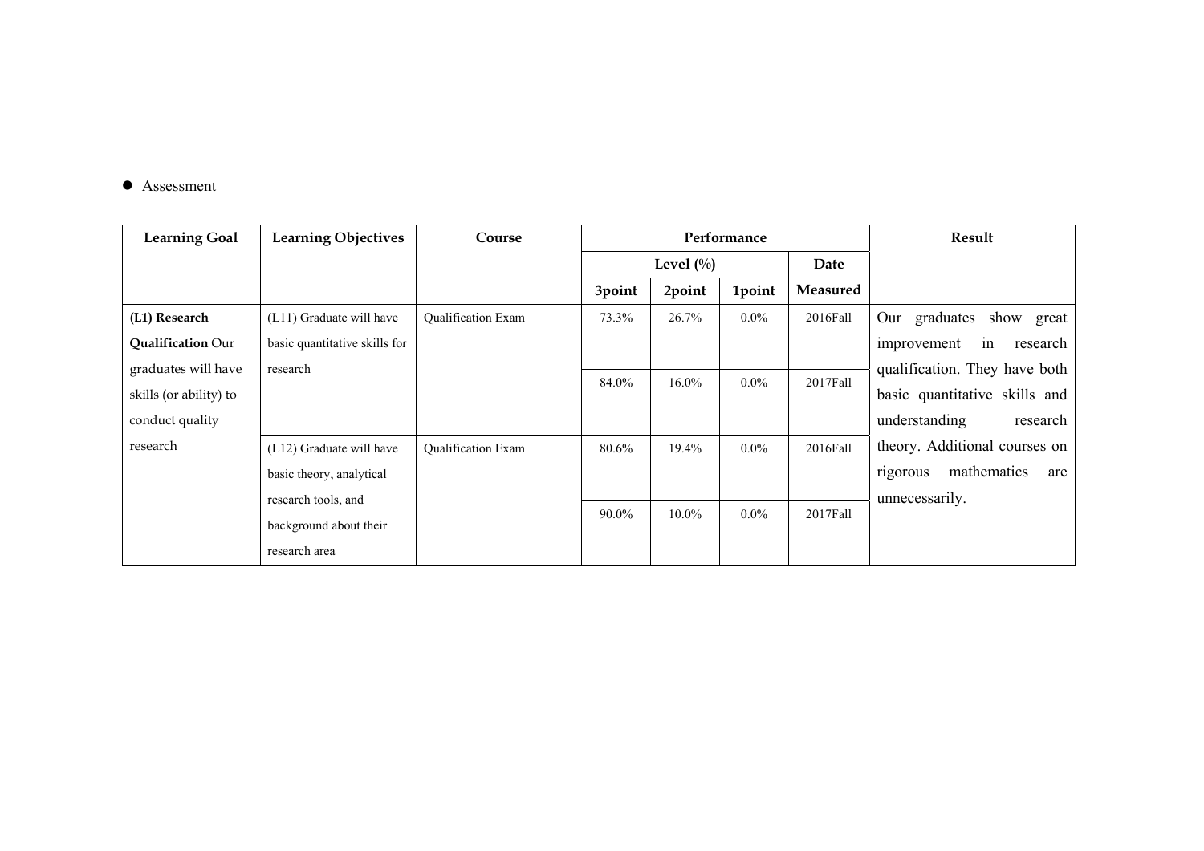- Assessment

| Learning Goal | Learning Objectives | Course | Performance | | | | Result |
|---|---|---|---|---|---|---|---|
| | | | Level (%) | | | Date Measured | |
| | | | 3point | 2point | 1point | | |
| **(L1) Research Qualification** Our graduates will have skills (or ability) to conduct quality research | (L11) Graduate will have basic quantitative skills for research | Qualification Exam | 73.3% | 26.7% | 0.0% | 2016Fall | Our graduates show great improvement in research qualification. They have both basic quantitative skills and understanding research theory. Additional courses on rigorous mathematics are unnecessarily. |
| | | | 84.0% | 16.0% | 0.0% | 2017Fall | |
| | (L12) Graduate will have basic theory, analytical research tools, and background about their research area | Qualification Exam | 80.6% | 19.4% | 0.0% | 2016Fall | |
| | | | 90.0% | 10.0% | 0.0% | 2017Fall | |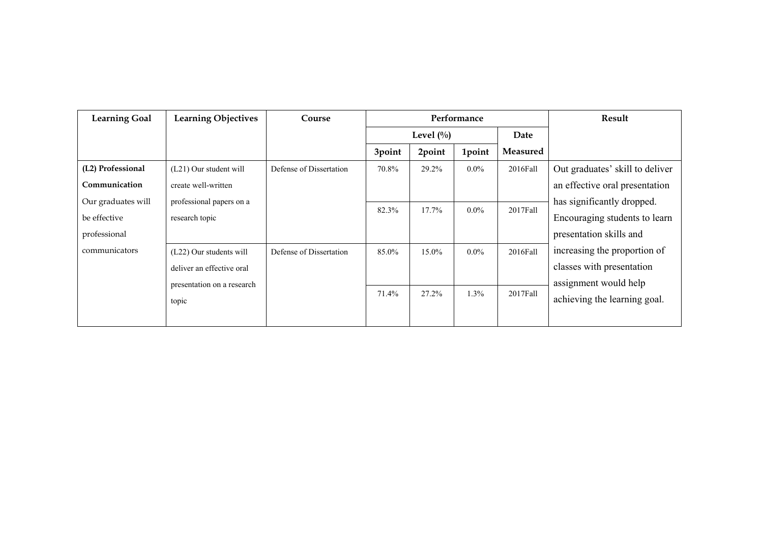| Learning Goal | Learning Objectives | Course | Performance | | | | Result |
|---|---|---|---|---|---|---|---|
| | | | Level (%) | | | Date | |
| | | | 3point | 2point | 1point | Measured | |
| **(L2) Professional Communication** Our graduates will be effective professional communicators | (L21) Our student will create well-written professional papers on a research topic | Defense of Dissertation | 70.8% | 29.2% | 0.0% | 2016Fall | Out graduates' skill to deliver an effective oral presentation has significantly dropped. Encouraging students to learn presentation skills and increasing the proportion of classes with presentation assignment would help achieving the learning goal. |
| | | | 82.3% | 17.7% | 0.0% | 2017Fall | |
| | (L22) Our students will deliver an effective oral presentation on a research topic | Defense of Dissertation | 85.0% | 15.0% | 0.0% | 2016Fall | |
| | | | 71.4% | 27.2% | 1.3% | 2017Fall | |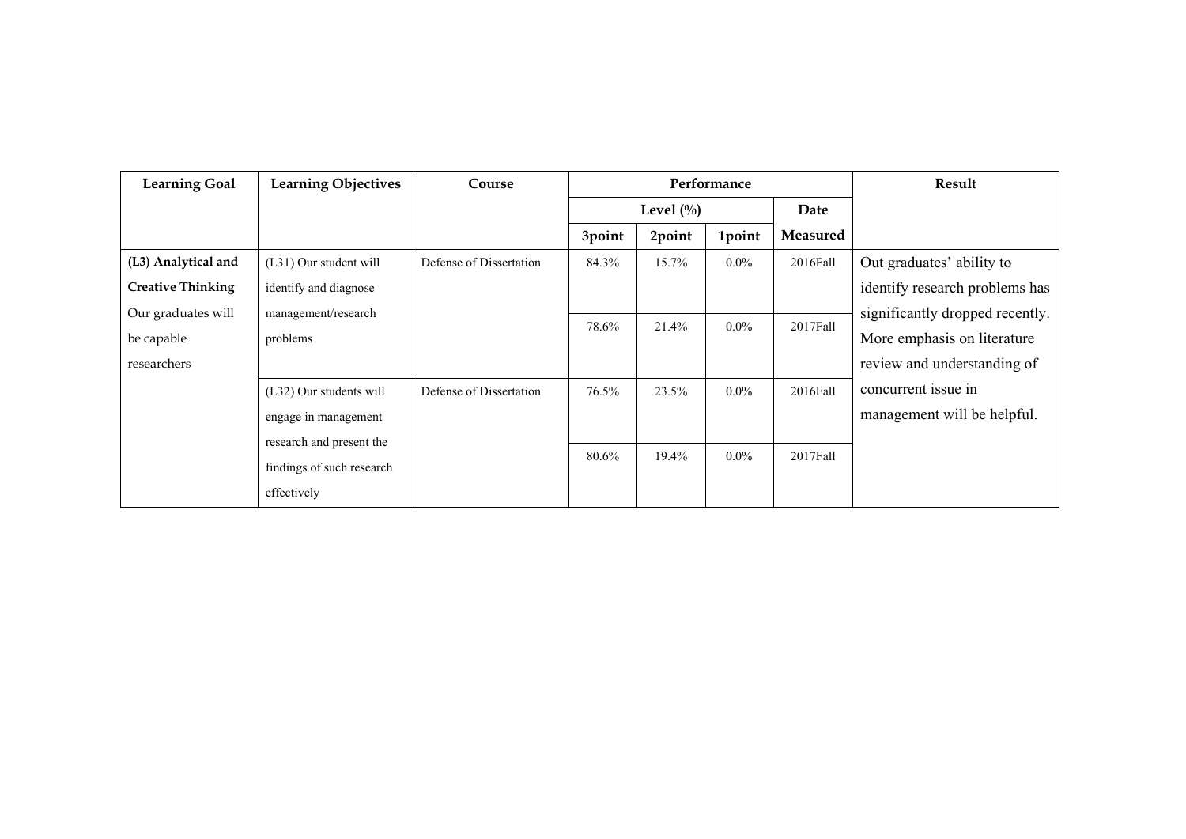| Learning Goal | Learning Objectives | Course | Performance | | | | Result |
|---|---|---|---|---|---|---|---|
| | | | Level (%) | | | Date Measured | |
| | | | 3point | 2point | 1point | | |
| **(L3) Analytical and Creative Thinking** Our graduates will be capable researchers | (L31) Our student will identify and diagnose management/research problems | Defense of Dissertation | 84.3% | 15.7% | 0.0% | 2016Fall | Out graduates' ability to identify research problems has significantly dropped recently. More emphasis on literature review and understanding of concurrent issue in management will be helpful. |
| | | | 78.6% | 21.4% | 0.0% | 2017Fall | |
| | (L32) Our students will engage in management research and present the findings of such research effectively | Defense of Dissertation | 76.5% | 23.5% | 0.0% | 2016Fall | |
| | | | 80.6% | 19.4% | 0.0% | 2017Fall | |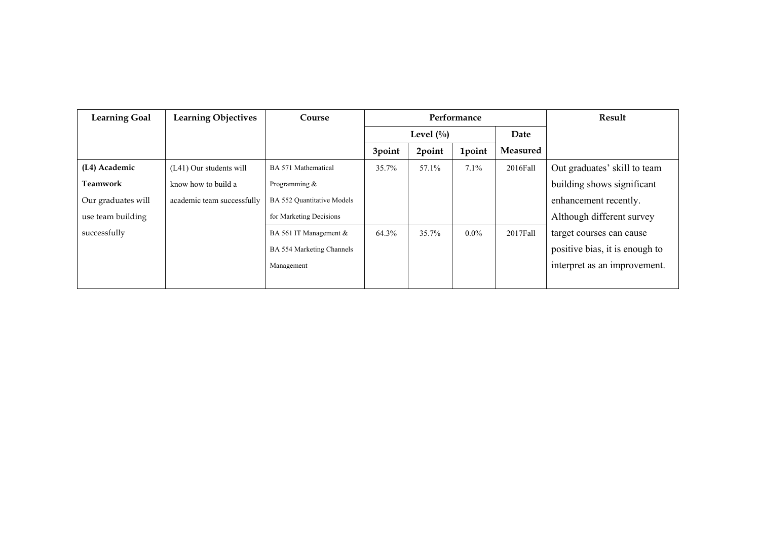| Learning Goal | Learning Objectives | Course | Performance | | | | Result |
|---|---|---|---|---|---|---|---|
| | | | Level (%) | | | Date | |
| | | | 3point | 2point | 1point | Measured | |
| **(L4) Academic Teamwork** Our graduates will use team building successfully | (L41) Our students will know how to build a academic team successfully | BA 571 Mathematical Programming & BA 552 Quantitative Models for Marketing Decisions | 35.7% | 57.1% | 7.1% | 2016Fall | Out graduates' skill to team building shows significant enhancement recently. Although different survey target courses can cause positive bias, it is enough to interpret as an improvement. |
| | | BA 561 IT Management & BA 554 Marketing Channels Management | 64.3% | 35.7% | 0.0% | 2017Fall | |